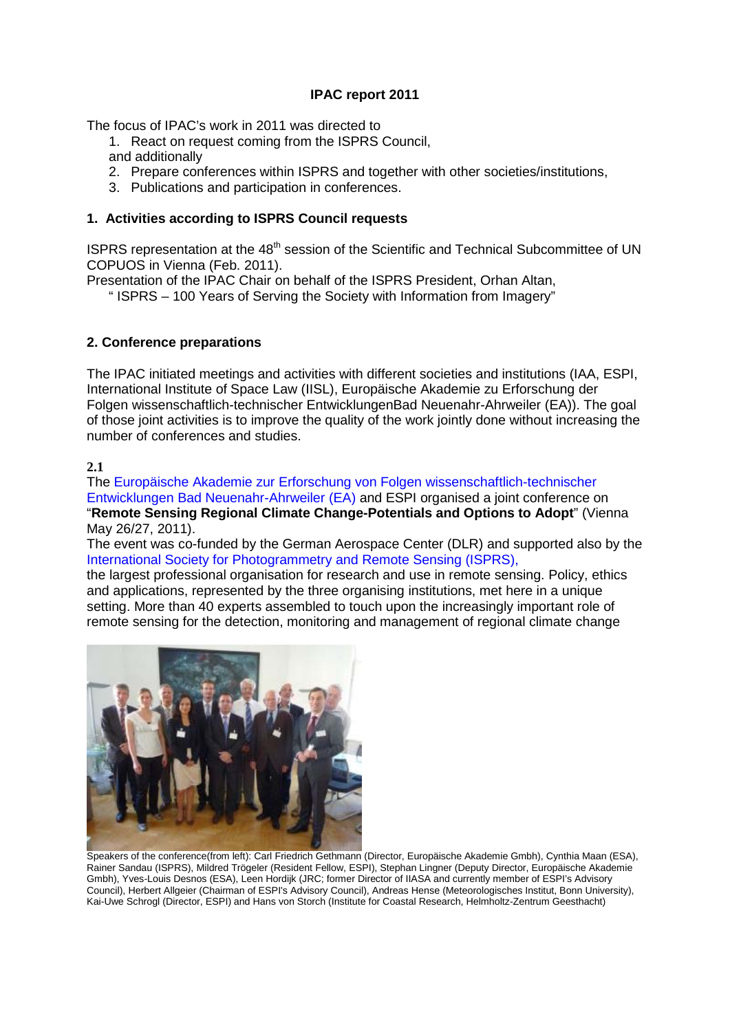# IPAC report 2011

The focus of IPAC's work in 2011 was directed to

1. React on request coming from the ISPRS Council,

and additionally

2. Prepare conferences within ISPRS and together with other societies/institutions,
3. Publications and participation in conferences.

## 1. Activities according to ISPRS Council requests

ISPRS representation at the 48th session of the Scientific and Technical Subcommittee of UN COPUOS in Vienna (Feb. 2011).

Presentation of the IPAC Chair on behalf of the ISPRS President, Orhan Altan,

" ISPRS – 100 Years of Serving the Society with Information from Imagery"

## 2. Conference preparations

The IPAC initiated meetings and activities with different societies and institutions (IAA, ESPI, International Institute of Space Law (IISL), Europäische Akademie zu Erforschung der Folgen wissenschaftlich-technischer EntwicklungenBad Neuenahr-Ahrweiler (EA)). The goal of those joint activities is to improve the quality of the work jointly done without increasing the number of conferences and studies.

### 2.1

The Europäische Akademie zur Erforschung von Folgen wissenschaftlich-technischer Entwicklungen Bad Neuenahr-Ahrweiler (EA) and ESPI organised a joint conference on "**Remote Sensing Regional Climate Change-Potentials and Options to Adopt**" (Vienna May 26/27, 2011).

The event was co-funded by the German Aerospace Center (DLR) and supported also by the International Society for Photogrammetry and Remote Sensing (ISPRS), the largest professional organisation for research and use in remote sensing. Policy, ethics and applications, represented by the three organising institutions, met here in a unique setting. More than 40 experts assembled to touch upon the increasingly important role of remote sensing for the detection, monitoring and management of regional climate change

Speakers of the conference(from left): Carl Friedrich Gethmann (Director, Europäische Akademie Gmbh), Cynthia Maan (ESA), Rainer Sandau (ISPRS), Mildred Trögeler (Resident Fellow, ESPI), Stephan Lingner (Deputy Director, Europäische Akademie Gmbh), Yves-Louis Desnos (ESA), Leen Hordijk (JRC; former Director of IIASA and currently member of ESPI's Advisory Council), Herbert Allgeier (Chairman of ESPI's Advisory Council), Andreas Hense (Meteorologisches Institut, Bonn University), Kai-Uwe Schrogl (Director, ESPI) and Hans von Storch (Institute for Coastal Research, Helmholtz-Zentrum Geesthacht)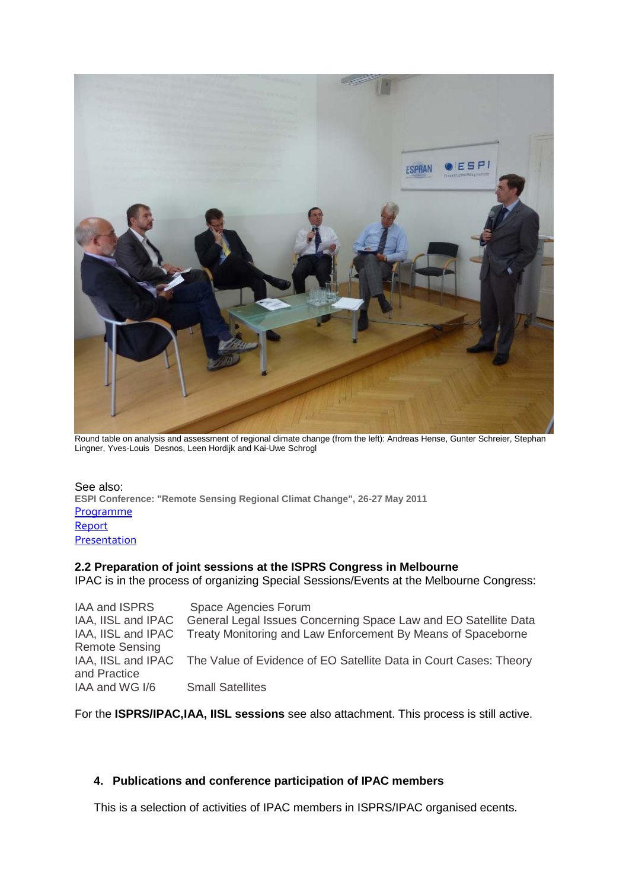Round table on analysis and assessment of regional climate change (from the left): Andreas Hense, Gunter Schreier, Stephan Lingner, Yves-Louis Desnos, Leen Hordijk and Kai-Uwe Schrogl

See also:
**ESPI Conference: "Remote Sensing Regional Climat Change", 26-27 May 2011**
[Programme]
[Report]
[Presentation]

**2.2 Preparation of joint sessions at the ISPRS Congress in Melbourne**
IPAC is in the process of organizing Special Sessions/Events at the Melbourne Congress:

| | |
|---|---|
| IAA and ISPRS | Space Agencies Forum |
| IAA, IISL and IPAC | General Legal Issues Concerning Space Law and EO Satellite Data |
| IAA, IISL and IPAC | Treaty Monitoring and Law Enforcement By Means of Spaceborne Remote Sensing |
| IAA, IISL and IPAC | The Value of Evidence of EO Satellite Data in Court Cases: Theory and Practice |
| IAA and WG I/6 | Small Satellites |

For the **ISPRS/IPAC,IAA, IISL sessions** see also attachment. This process is still active.

**4. Publications and conference participation of IPAC members**

This is a selection of activities of IPAC members in ISPRS/IPAC organised ecents.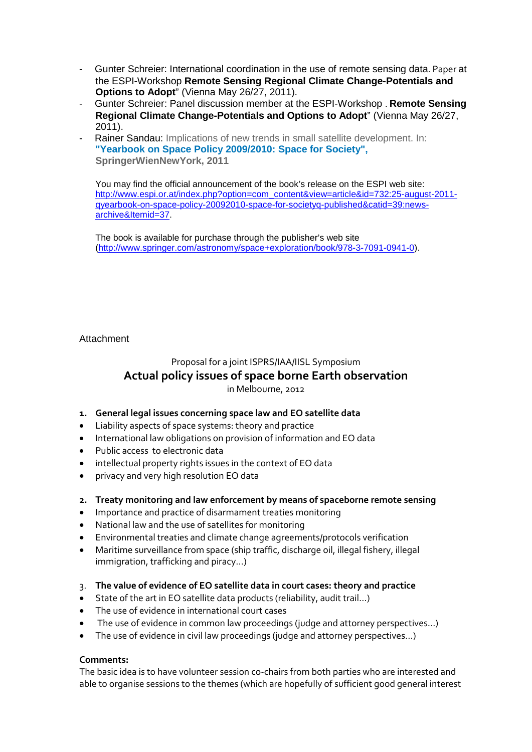- Gunter Schreier: International coordination in the use of remote sensing data. Paper at the ESPI-Workshop **Remote Sensing Regional Climate Change-Potentials and Options to Adopt**" (Vienna May 26/27, 2011).
- Gunter Schreier: Panel discussion member at the ESPI-Workshop . **Remote Sensing Regional Climate Change-Potentials and Options to Adopt**" (Vienna May 26/27, 2011).
- Rainer Sandau: Implications of new trends in small satellite development. In: **"Yearbook on Space Policy 2009/2010: Space for Society", SpringerWienNewYork, 2011**

  You may find the official announcement of the book's release on the ESPI web site: http://www.espi.or.at/index.php?option=com_content&view=article&id=732:25-august-2011-qyearbook-on-space-policy-20092010-space-for-societyq-published&catid=39:news-archive&Itemid=37.

  The book is available for purchase through the publisher's web site (http://www.springer.com/astronomy/space+exploration/book/978-3-7091-0941-0).

Attachment

Proposal for a joint ISPRS/IAA/IISL Symposium

## Actual policy issues of space borne Earth observation

in Melbourne, 2012

1. **General legal issues concerning space law and EO satellite data**
- Liability aspects of space systems: theory and practice
- International law obligations on provision of information and EO data
- Public access to electronic data
- intellectual property rights issues in the context of EO data
- privacy and very high resolution EO data

2. **Treaty monitoring and law enforcement by means of spaceborne remote sensing**
- Importance and practice of disarmament treaties monitoring
- National law and the use of satellites for monitoring
- Environmental treaties and climate change agreements/protocols verification
- Maritime surveillance from space (ship traffic, discharge oil, illegal fishery, illegal immigration, trafficking and piracy…)

3. **The value of evidence of EO satellite data in court cases: theory and practice**
- State of the art in EO satellite data products (reliability, audit trail…)
- The use of evidence in international court cases
- The use of evidence in common law proceedings (judge and attorney perspectives…)
- The use of evidence in civil law proceedings (judge and attorney perspectives…)

**Comments:**

The basic idea is to have volunteer session co-chairs from both parties who are interested and able to organise sessions to the themes (which are hopefully of sufficient good general interest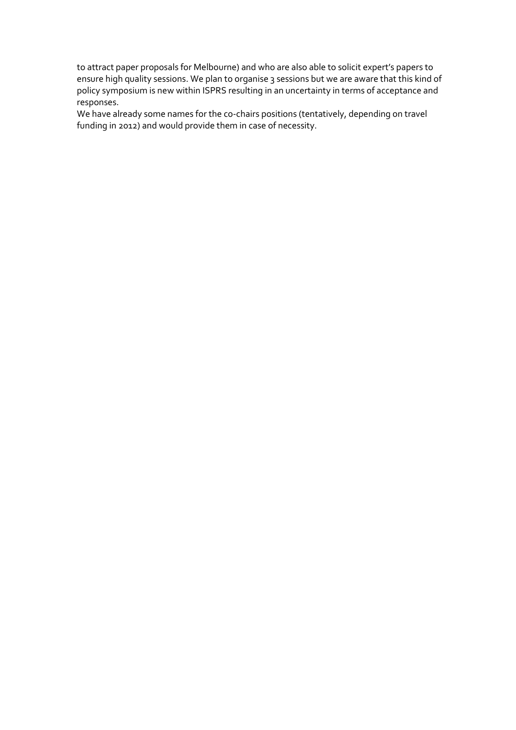to attract paper proposals for Melbourne) and who are also able to solicit expert's papers to ensure high quality sessions. We plan to organise 3 sessions but we are aware that this kind of policy symposium is new within ISPRS resulting in an uncertainty in terms of acceptance and responses.

We have already some names for the co-chairs positions (tentatively, depending on travel funding in 2012) and would provide them in case of necessity.